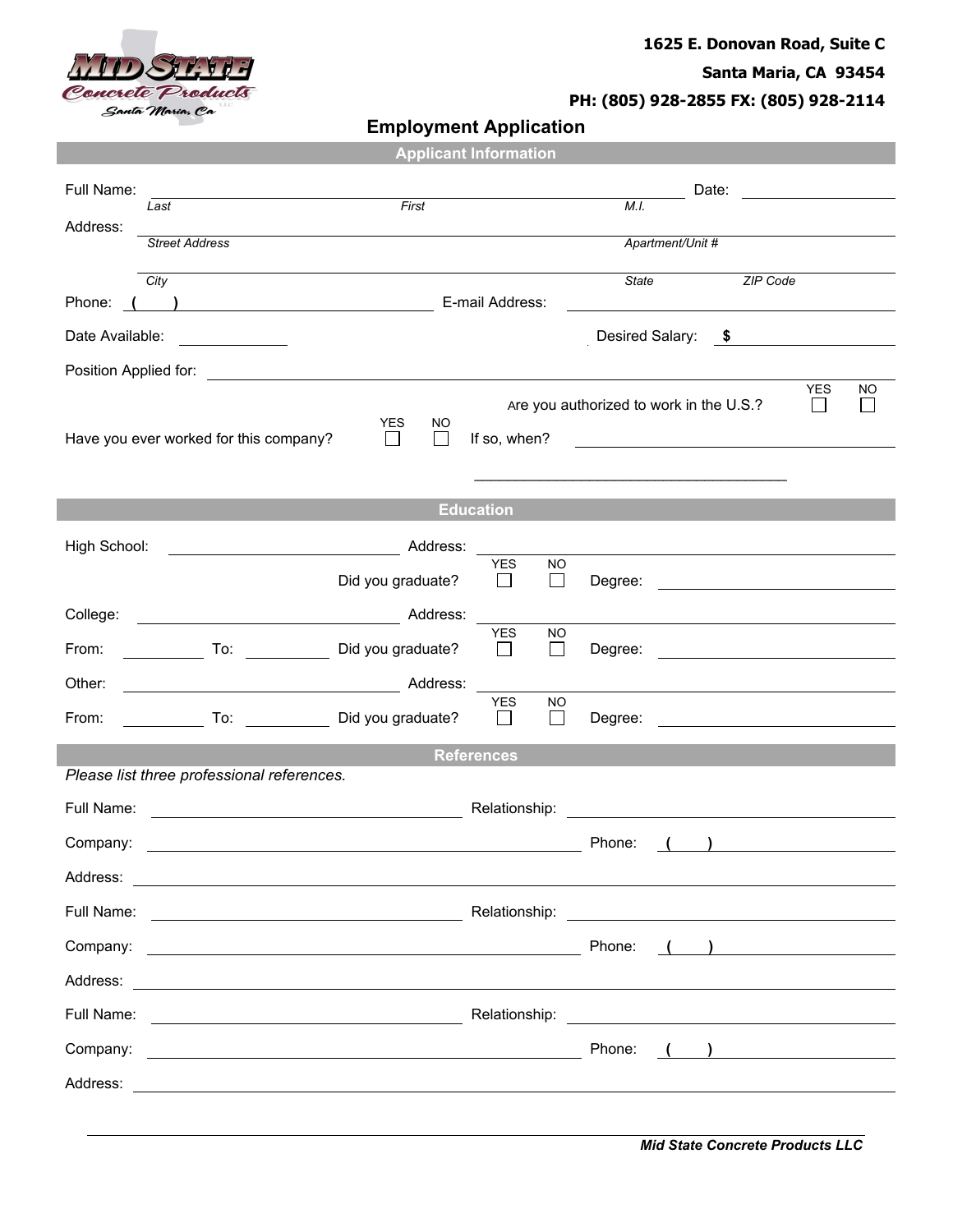Mid State Concrete Products LLC
Santa Maria, Ca

1625 E. Donovan Road, Suite C
Santa Maria, CA 93454
PH: (805) 928-2855 FX: (805) 928-2114

# Employment Application

## Applicant Information

Full Name: ______________________________________________ Date: ______________
*Last* *First* *M.I.*

Address: ______________________________________________
*Street Address* *Apartment/Unit #*

______________________________________________
*City* *State* *ZIP Code*

Phone: ( ) ______________________ E-mail Address: ______________________

Date Available: ______________ Desired Salary: $ ______________

Position Applied for: ______________________________________________

Are you authorized to work in the U.S.? YES ☐ NO ☐

Have you ever worked for this company? YES ☐ NO ☐ If so, when? ______________________

______________________________________

## Education

High School: ______________________ Address: ______________________

Did you graduate? YES ☐ NO ☐ Degree: ______________________

College: ______________________ Address: ______________________

From: __________ To: __________ Did you graduate? YES ☐ NO ☐ Degree: ______________________

Other: ______________________ Address: ______________________

From: __________ To: __________ Did you graduate? YES ☐ NO ☐ Degree: ______________________

## References

*Please list three professional references.*

Full Name: ______________________ Relationship: ______________________

Company: ______________________ Phone: ( ) ______________________

Address: ______________________________________________

Full Name: ______________________ Relationship: ______________________

Company: ______________________ Phone: ( ) ______________________

Address: ______________________________________________

Full Name: ______________________ Relationship: ______________________

Company: ______________________ Phone: ( ) ______________________

Address: ______________________________________________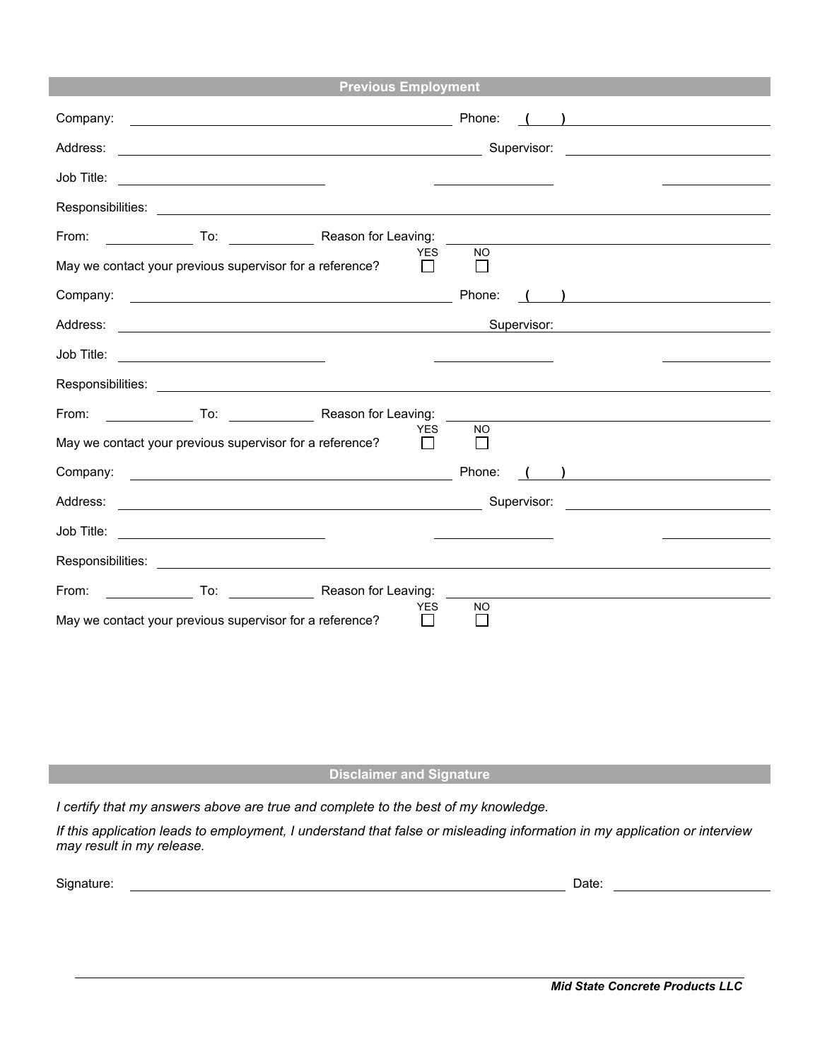## Previous Employment

Company: ______________________________ Phone: ( ) ______________________

Address: ______________________________ Supervisor: ______________________

Job Title: ______________________ ______________ ______________

Responsibilities: ______________________________________________________

From: __________ To: __________ Reason for Leaving: ______________________

May we contact your previous supervisor for a reference? YES ☐ NO ☐

Company: ______________________________ Phone: ( ) ______________________

Address: ______________________________ Supervisor: ______________________

Job Title: ______________________ ______________ ______________

Responsibilities: ______________________________________________________

From: __________ To: __________ Reason for Leaving: ______________________

May we contact your previous supervisor for a reference? YES ☐ NO ☐

Company: ______________________________ Phone: ( ) ______________________

Address: ______________________________ Supervisor: ______________________

Job Title: ______________________ ______________ ______________

Responsibilities: ______________________________________________________

From: __________ To: __________ Reason for Leaving: ______________________

May we contact your previous supervisor for a reference? YES ☐ NO ☐

## Disclaimer and Signature

*I certify that my answers above are true and complete to the best of my knowledge.*

*If this application leads to employment, I understand that false or misleading information in my application or interview may result in my release.*

Signature: ______________________________________ Date: ______________

***Mid State Concrete Products LLC***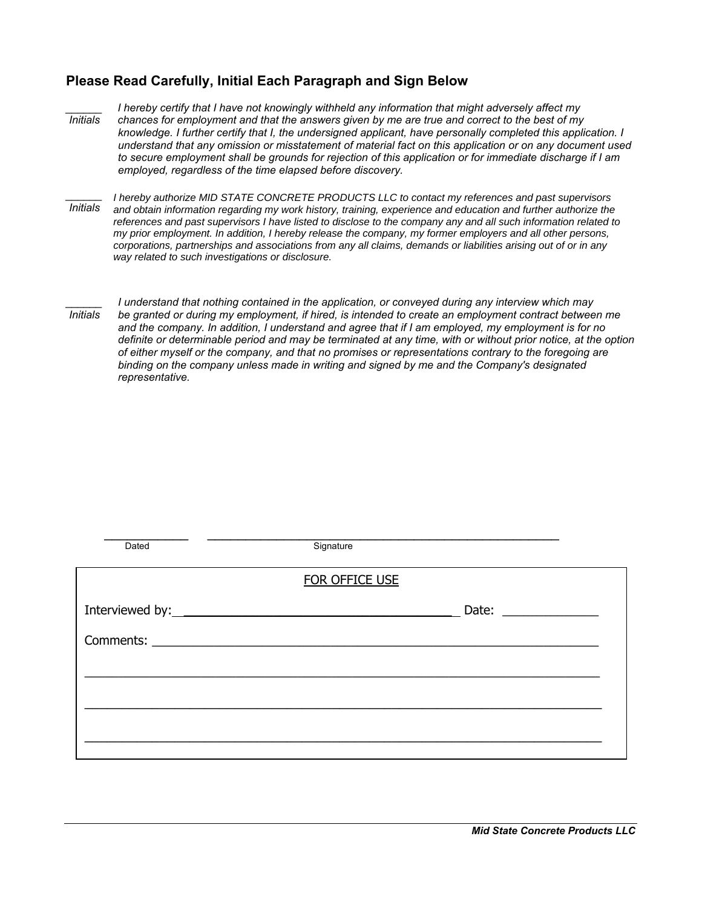## Please Read Carefully, Initial Each Paragraph and Sign Below

______ *Initials* *I hereby certify that I have not knowingly withheld any information that might adversely affect my chances for employment and that the answers given by me are true and correct to the best of my knowledge. I further certify that I, the undersigned applicant, have personally completed this application. I understand that any omission or misstatement of material fact on this application or on any document used to secure employment shall be grounds for rejection of this application or for immediate discharge if I am employed, regardless of the time elapsed before discovery.*

______ *Initials* *I hereby authorize MID STATE CONCRETE PRODUCTS LLC to contact my references and past supervisors and obtain information regarding my work history, training, experience and education and further authorize the references and past supervisors I have listed to disclose to the company any and all such information related to my prior employment. In addition, I hereby release the company, my former employers and all other persons, corporations, partnerships and associations from any all claims, demands or liabilities arising out of or in any way related to such investigations or disclosure.*

______ *Initials* *I understand that nothing contained in the application, or conveyed during any interview which may be granted or during my employment, if hired, is intended to create an employment contract between me and the company. In addition, I understand and agree that if I am employed, my employment is for no definite or determinable period and may be terminated at any time, with or without prior notice, at the option of either myself or the company, and that no promises or representations contrary to the foregoing are binding on the company unless made in writing and signed by me and the Company's designated representative.*

______________ ______________________________________________________

Dated Signature

FOR OFFICE USE

Interviewed by: ________________________________________ Date: ______________

Comments: __________________________________________________________________

____________________________________________________________________________

____________________________________________________________________________

____________________________________________________________________________